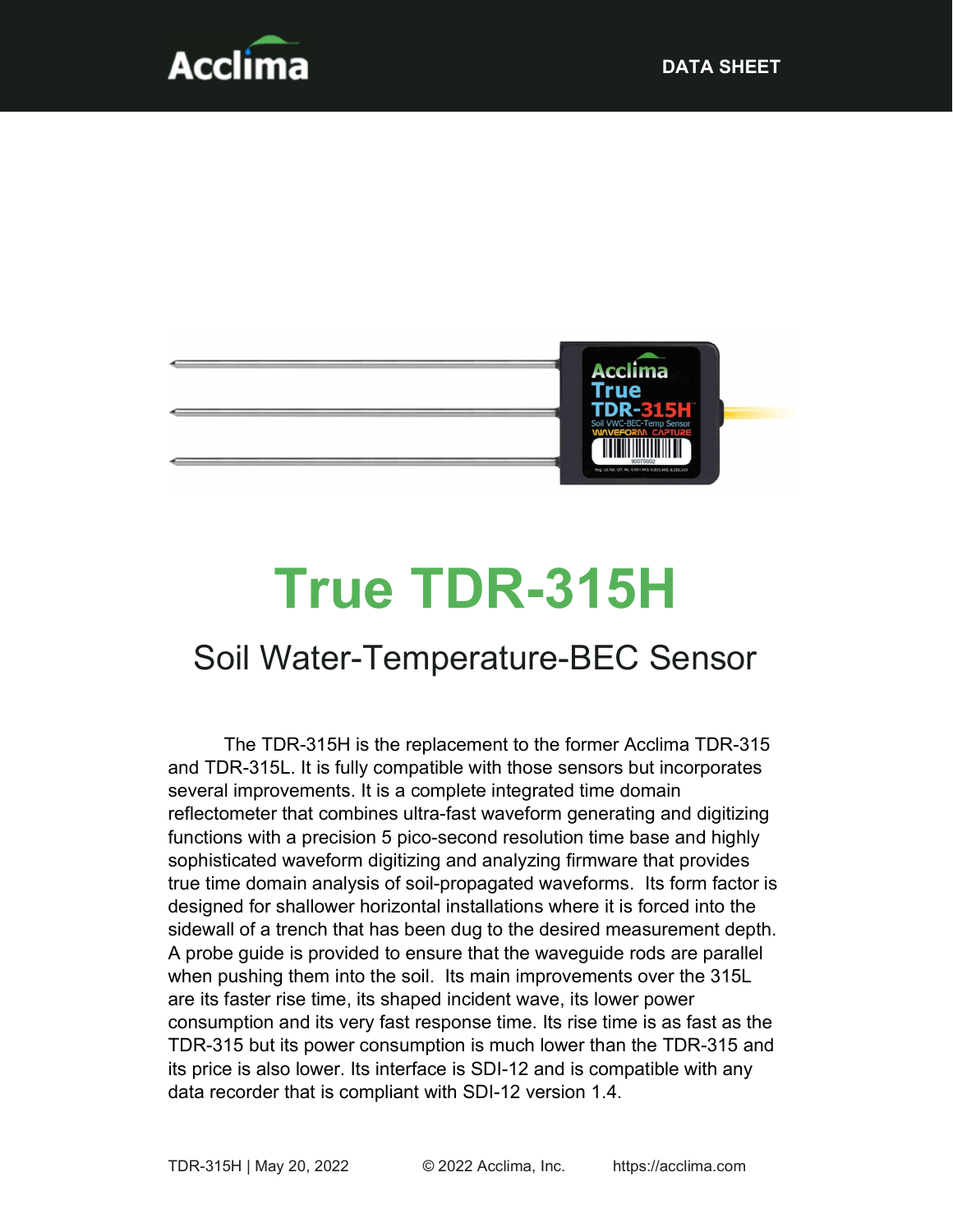# True TDR-315H

## Soil Water-Temperature-BEC Sensor

The TDR-315H is the replacement to the former Acclima TDR-315 and TDR-315L. It is fully compatible with those sensors but incorporates several improvements. It is a complete integrated time domain reflectometer that combines ultra-fast waveform generating and digitizing functions with a precision 5 pico-second resolution time base and highly sophisticated waveform digitizing and analyzing firmware that provides true time domain analysis of soil-propagated waveforms. Its form factor is designed for shallower horizontal installations where it is forced into the sidewall of a trench that has been dug to the desired measurement depth. A probe guide is provided to ensure that the waveguide rods are parallel when pushing them into the soil. Its main improvements over the 315L are its faster rise time, its shaped incident wave, its lower power consumption and its very fast response time. Its rise time is as fast as the TDR-315 but its power consumption is much lower than the TDR-315 and its price is also lower. Its interface is SDI-12 and is compatible with any data recorder that is compliant with SDI-12 version 1.4.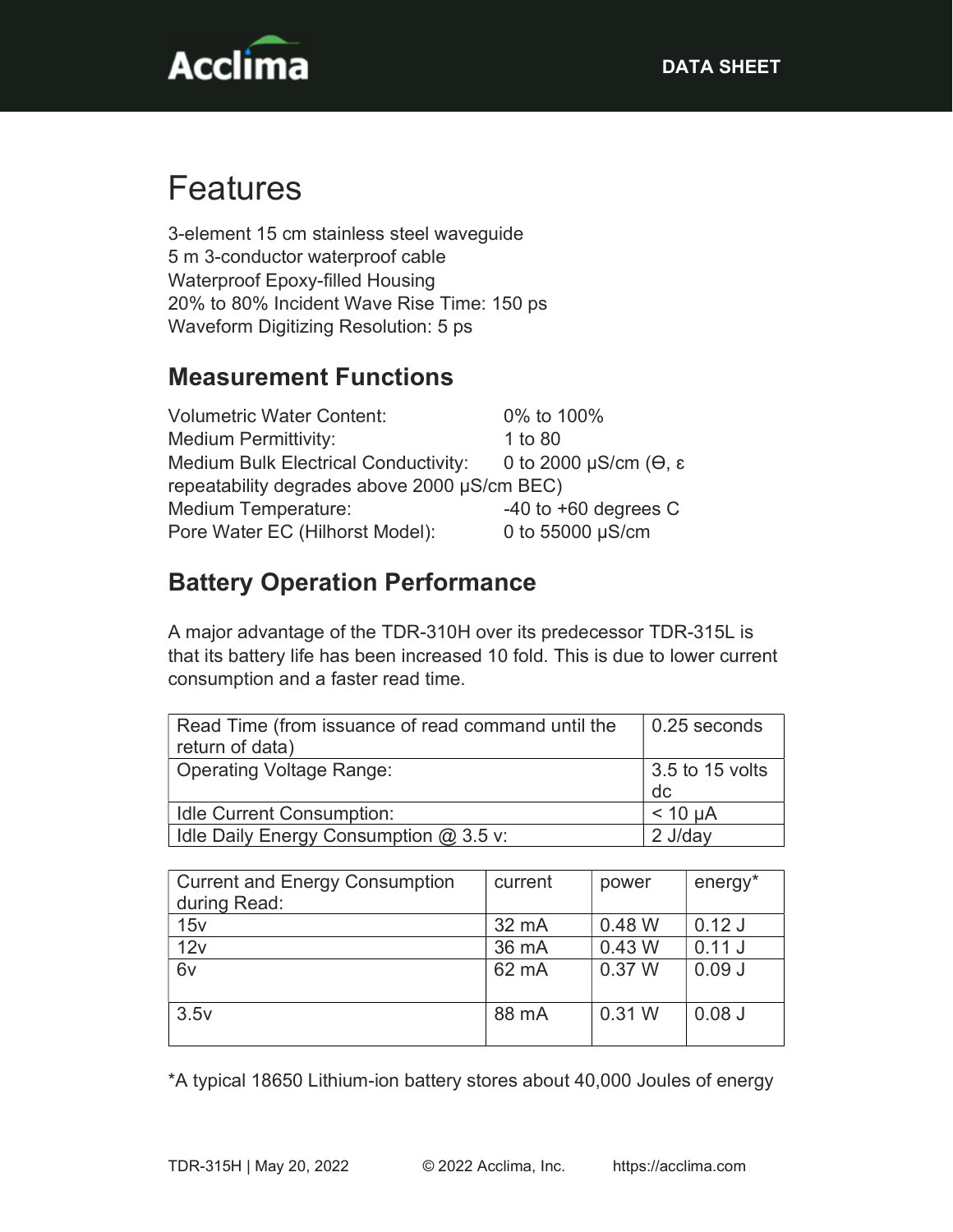# Features

3-element 15 cm stainless steel waveguide
5 m 3-conductor waterproof cable
Waterproof Epoxy-filled Housing
20% to 80% Incident Wave Rise Time: 150 ps
Waveform Digitizing Resolution: 5 ps

## Measurement Functions

Volumetric Water Content: 0% to 100%
Medium Permittivity: 1 to 80
Medium Bulk Electrical Conductivity: 0 to 2000 μS/cm (Θ, ε repeatability degrades above 2000 μS/cm BEC)
Medium Temperature: -40 to +60 degrees C
Pore Water EC (Hilhorst Model): 0 to 55000 μS/cm

## Battery Operation Performance

A major advantage of the TDR-310H over its predecessor TDR-315L is that its battery life has been increased 10 fold. This is due to lower current consumption and a faster read time.

| Read Time (from issuance of read command until the return of data) | 0.25 seconds |
|---|---|
| Operating Voltage Range: | 3.5 to 15 volts dc |
| Idle Current Consumption: | < 10 μA |
| Idle Daily Energy Consumption @ 3.5 v: | 2 J/day |

| Current and Energy Consumption during Read: | current | power | energy* |
|---|---|---|---|
| 15v | 32 mA | 0.48 W | 0.12 J |
| 12v | 36 mA | 0.43 W | 0.11 J |
| 6v | 62 mA | 0.37 W | 0.09 J |
| 3.5v | 88 mA | 0.31 W | 0.08 J |

*A typical 18650 Lithium-ion battery stores about 40,000 Joules of energy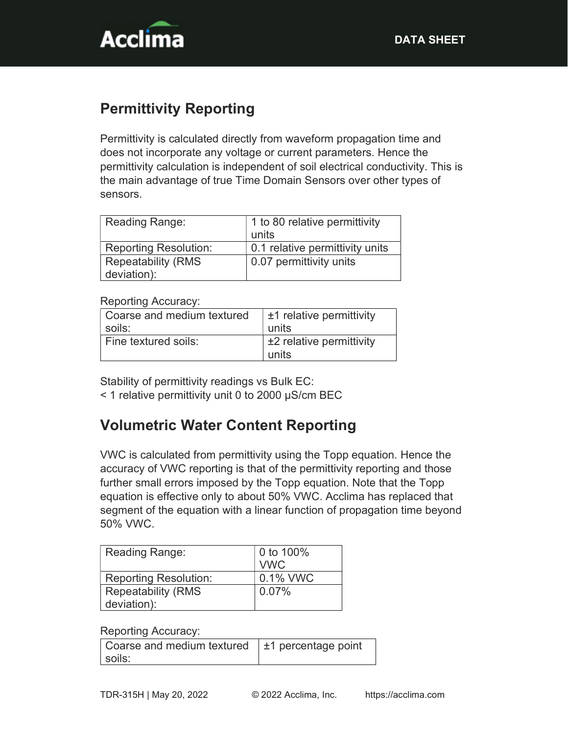## Permittivity Reporting

Permittivity is calculated directly from waveform propagation time and does not incorporate any voltage or current parameters. Hence the permittivity calculation is independent of soil electrical conductivity. This is the main advantage of true Time Domain Sensors over other types of sensors.

| | |
|---|---|
| Reading Range: | 1 to 80 relative permittivity units |
| Reporting Resolution: | 0.1 relative permittivity units |
| Repeatability (RMS deviation): | 0.07 permittivity units |

Reporting Accuracy:

| | |
|---|---|
| Coarse and medium textured soils: | ±1 relative permittivity units |
| Fine textured soils: | ±2 relative permittivity units |

Stability of permittivity readings vs Bulk EC:
< 1 relative permittivity unit 0 to 2000 µS/cm BEC

## Volumetric Water Content Reporting

VWC is calculated from permittivity using the Topp equation. Hence the accuracy of VWC reporting is that of the permittivity reporting and those further small errors imposed by the Topp equation. Note that the Topp equation is effective only to about 50% VWC. Acclima has replaced that segment of the equation with a linear function of propagation time beyond 50% VWC.

| | |
|---|---|
| Reading Range: | 0 to 100% VWC |
| Reporting Resolution: | 0.1% VWC |
| Repeatability (RMS deviation): | 0.07% |

Reporting Accuracy:

| | |
|---|---|
| Coarse and medium textured soils: | ±1 percentage point |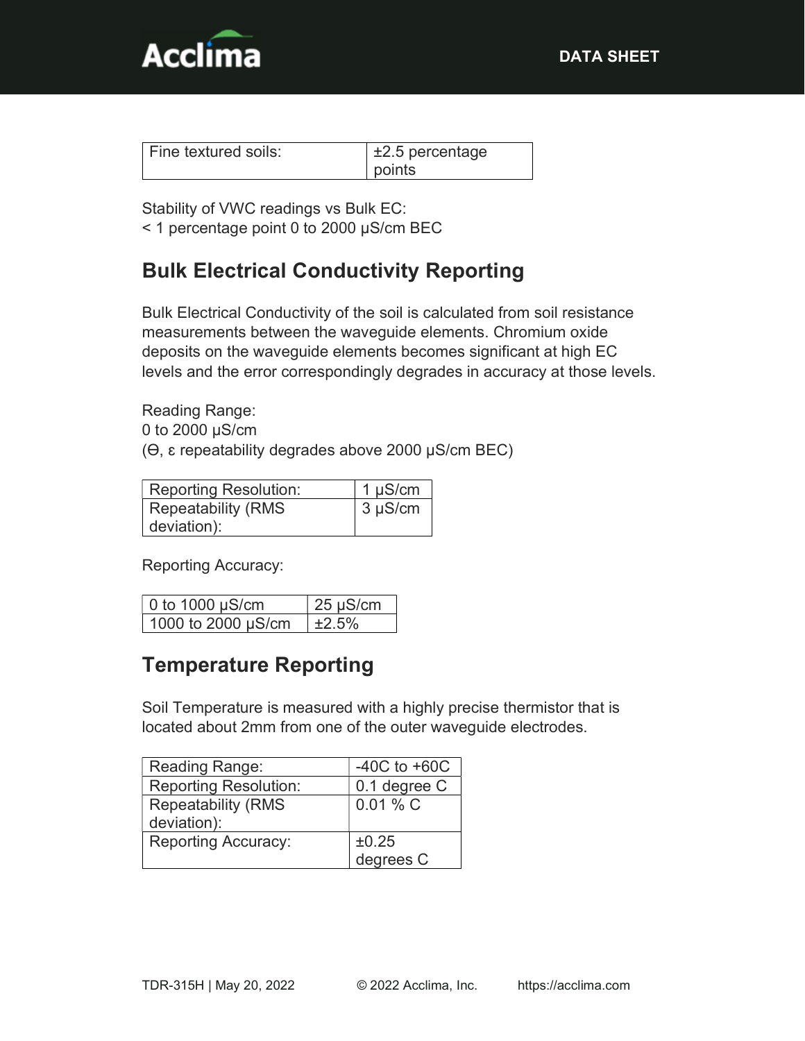| Fine textured soils: | ±2.5 percentage points |
|---|---|

Stability of VWC readings vs Bulk EC:
< 1 percentage point 0 to 2000 µS/cm BEC

## Bulk Electrical Conductivity Reporting

Bulk Electrical Conductivity of the soil is calculated from soil resistance measurements between the waveguide elements. Chromium oxide deposits on the waveguide elements becomes significant at high EC levels and the error correspondingly degrades in accuracy at those levels.

Reading Range:
0 to 2000 µS/cm
($\Theta$, $\varepsilon$ repeatability degrades above 2000 µS/cm BEC)

| Reporting Resolution: | 1 µS/cm |
|---|---|
| Repeatability (RMS deviation): | 3 µS/cm |

Reporting Accuracy:

| 0 to 1000 µS/cm | 25 µS/cm |
|---|---|
| 1000 to 2000 µS/cm | ±2.5% |

## Temperature Reporting

Soil Temperature is measured with a highly precise thermistor that is located about 2mm from one of the outer waveguide electrodes.

| Reading Range: | -40C to +60C |
|---|---|
| Reporting Resolution: | 0.1 degree C |
| Repeatability (RMS deviation): | 0.01 % C |
| Reporting Accuracy: | ±0.25 degrees C |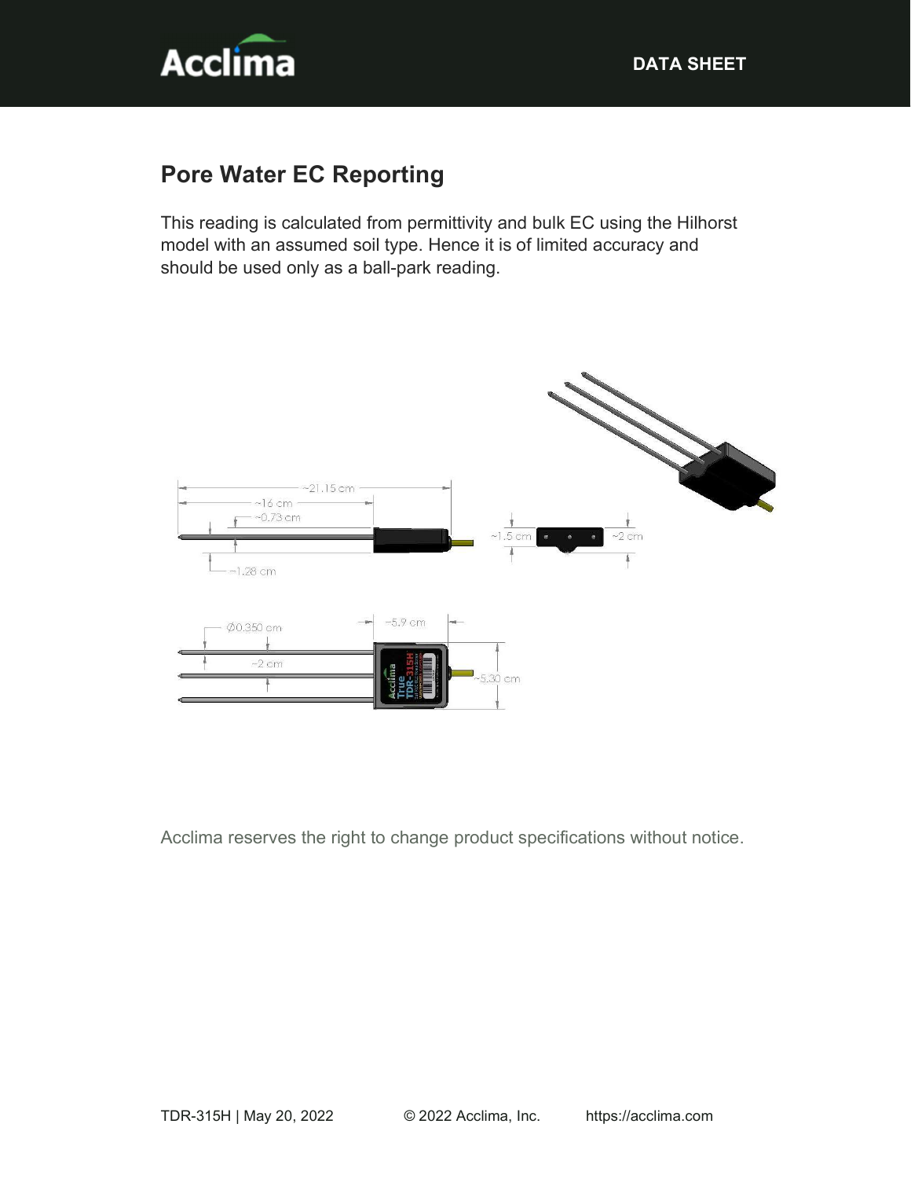## Pore Water EC Reporting

This reading is calculated from permittivity and bulk EC using the Hilhorst model with an assumed soil type. Hence it is of limited accuracy and should be used only as a ball-park reading.

~21.15 cm
~16 cm
~0.73 cm
~1.28 cm
~1.5 cm
~2 cm
Ø0.350 cm
~5.9 cm
~2 cm
~5.30 cm

Acclima reserves the right to change product specifications without notice.